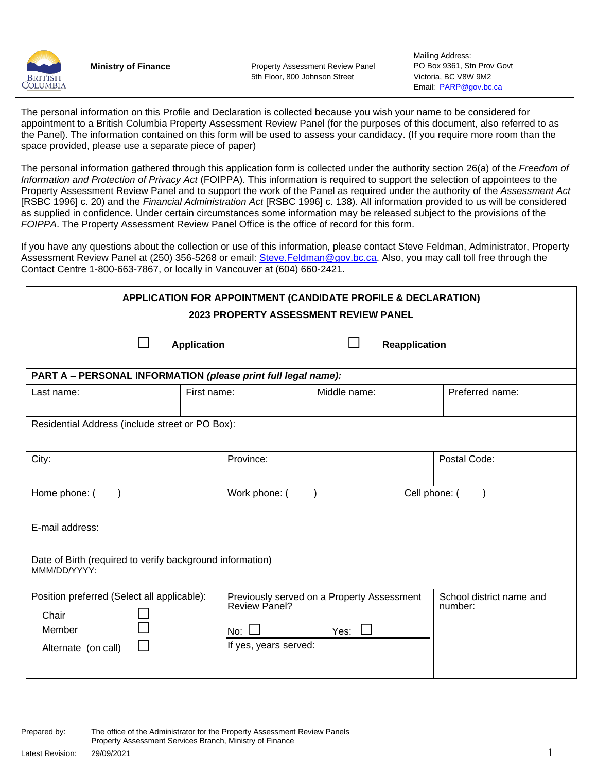**Ministry of Finance**

Property Assessment Review Panel
5th Floor, 800 Johnson Street

Mailing Address:
PO Box 9361, Stn Prov Govt
Victoria, BC V8W 9M2
Email: PARP@gov.bc.ca

The personal information on this Profile and Declaration is collected because you wish your name to be considered for appointment to a British Columbia Property Assessment Review Panel (for the purposes of this document, also referred to as the Panel). The information contained on this form will be used to assess your candidacy. (If you require more room than the space provided, please use a separate piece of paper)

The personal information gathered through this application form is collected under the authority section 26(a) of the *Freedom of Information and Protection of Privacy Act* (FOIPPA). This information is required to support the selection of appointees to the Property Assessment Review Panel and to support the work of the Panel as required under the authority of the *Assessment Act* [RSBC 1996] c. 20) and the *Financial Administration Act* [RSBC 1996] c. 138). All information provided to us will be considered as supplied in confidence. Under certain circumstances some information may be released subject to the provisions of the *FOIPPA*. The Property Assessment Review Panel Office is the office of record for this form.

If you have any questions about the collection or use of this information, please contact Steve Feldman, Administrator, Property Assessment Review Panel at (250) 356-5268 or email: Steve.Feldman@gov.bc.ca. Also, you may call toll free through the Contact Centre 1-800-663-7867, or locally in Vancouver at (604) 660-2421.

## APPLICATION FOR APPOINTMENT (CANDIDATE PROFILE & DECLARATION)

## 2023 PROPERTY ASSESSMENT REVIEW PANEL

☐ **Application** ☐ **Reapplication**

**PART A – PERSONAL INFORMATION *(please print full legal name):***

| | | | |
|---|---|---|---|
| Last name: | First name: | Middle name: | Preferred name: |
| Residential Address (include street or PO Box): | | | |
| City: | Province: | | Postal Code: |
| Home phone: (    ) | Work phone: (    ) | Cell phone: (    ) | |
| E-mail address: | | | |
| Date of Birth (required to verify background information) MMM/DD/YYYY: | | | |
| Position preferred (Select all applicable):<br>Chair ☐<br>Member ☐<br>Alternate (on call) ☐ | Previously served on a Property Assessment Review Panel?<br>No: ☐ Yes: ☐<br>If yes, years served: | | School district name and number: |

Prepared by: The office of the Administrator for the Property Assessment Review Panels
Property Assessment Services Branch, Ministry of Finance

Latest Revision: 29/09/2021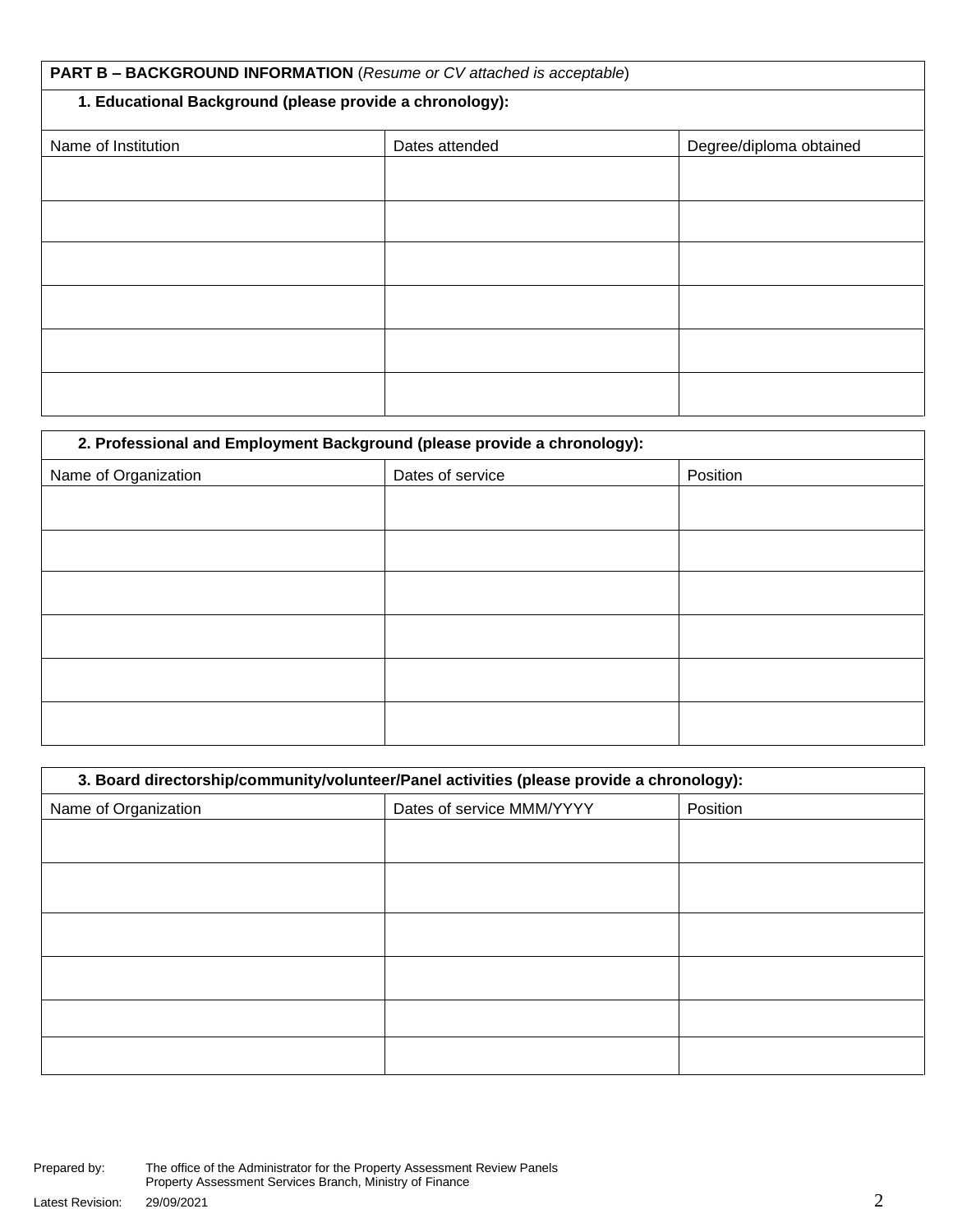**PART B – BACKGROUND INFORMATION** (*Resume or CV attached is acceptable*)

**1. Educational Background (please provide a chronology):**

| Name of Institution | Dates attended | Degree/diploma obtained |
|---|---|---|
| | | |
| | | |
| | | |
| | | |
| | | |
| | | |

**2. Professional and Employment Background (please provide a chronology):**

| Name of Organization | Dates of service | Position |
|---|---|---|
| | | |
| | | |
| | | |
| | | |
| | | |
| | | |

**3. Board directorship/community/volunteer/Panel activities (please provide a chronology):**

| Name of Organization | Dates of service MMM/YYYY | Position |
|---|---|---|
| | | |
| | | |
| | | |
| | | |
| | | |
| | | |

Prepared by: The office of the Administrator for the Property Assessment Review Panels
Property Assessment Services Branch, Ministry of Finance

Latest Revision: 29/09/2021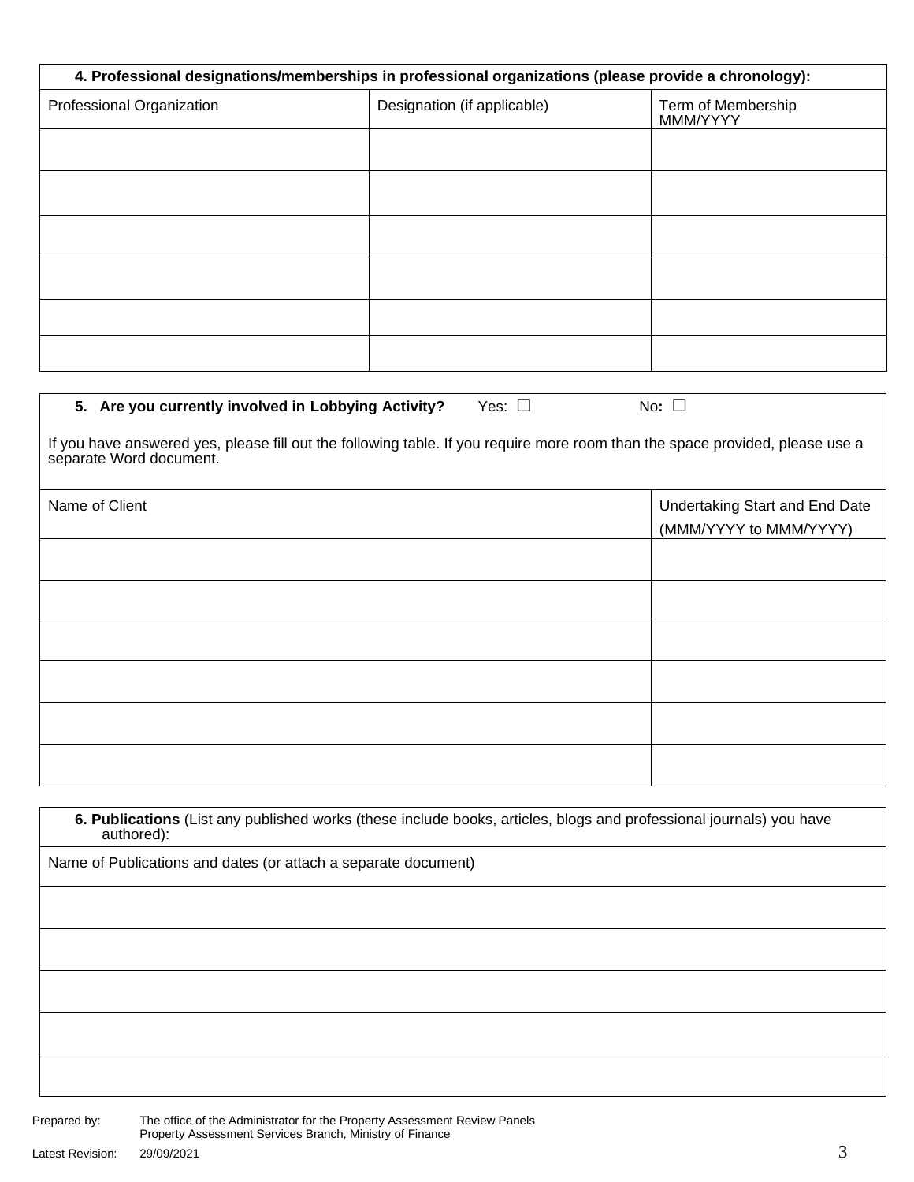| **4. Professional designations/memberships in professional organizations (please provide a chronology):** | | |
| --- | --- | --- |
| Professional Organization | Designation (if applicable) | Term of Membership MMM/YYYY |
| | | |
| | | |
| | | |
| | | |
| | | |
| | | |

**5. Are you currently involved in Lobbying Activity?** Yes: ☐ No**:** ☐

If you have answered yes, please fill out the following table. If you require more room than the space provided, please use a separate Word document.

| Name of Client | Undertaking Start and End Date (MMM/YYYY to MMM/YYYY) |
| --- | --- |
| | |
| | |
| | |
| | |
| | |
| | |

**6. Publications** (List any published works (these include books, articles, blogs and professional journals) you have authored):

| Name of Publications and dates (or attach a separate document) |
| --- |
| |
| |
| |
| |
| |

Prepared by: The office of the Administrator for the Property Assessment Review Panels
Property Assessment Services Branch, Ministry of Finance

Latest Revision: 29/09/2021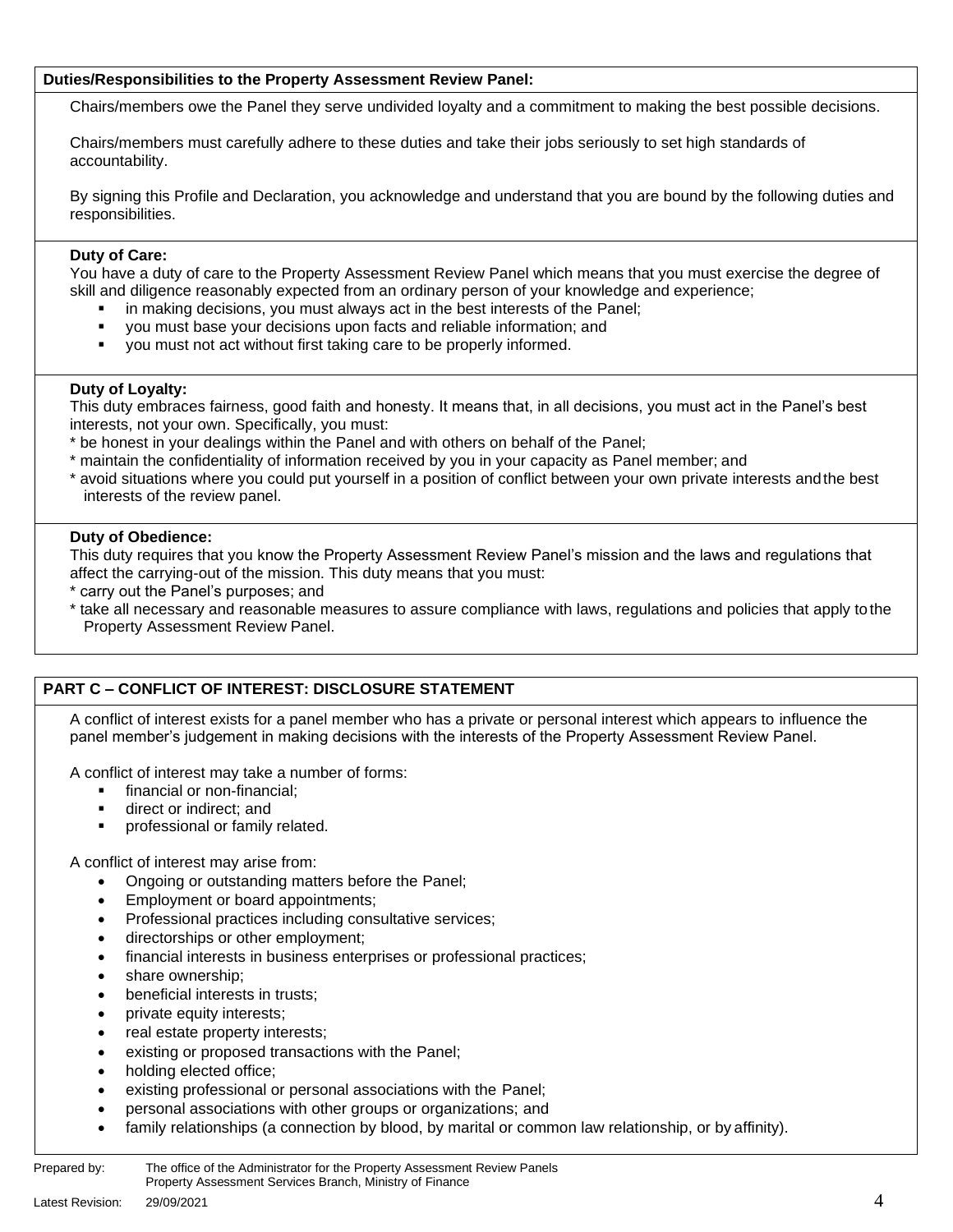**Duties/Responsibilities to the Property Assessment Review Panel:**

Chairs/members owe the Panel they serve undivided loyalty and a commitment to making the best possible decisions.

Chairs/members must carefully adhere to these duties and take their jobs seriously to set high standards of accountability.

By signing this Profile and Declaration, you acknowledge and understand that you are bound by the following duties and responsibilities.

**Duty of Care:**

You have a duty of care to the Property Assessment Review Panel which means that you must exercise the degree of skill and diligence reasonably expected from an ordinary person of your knowledge and experience;

- in making decisions, you must always act in the best interests of the Panel;
- you must base your decisions upon facts and reliable information; and
- you must not act without first taking care to be properly informed.

**Duty of Loyalty:**

This duty embraces fairness, good faith and honesty. It means that, in all decisions, you must act in the Panel's best interests, not your own. Specifically, you must:

* be honest in your dealings within the Panel and with others on behalf of the Panel;
* maintain the confidentiality of information received by you in your capacity as Panel member; and
* avoid situations where you could put yourself in a position of conflict between your own private interests and the best interests of the review panel.

**Duty of Obedience:**

This duty requires that you know the Property Assessment Review Panel's mission and the laws and regulations that affect the carrying-out of the mission. This duty means that you must:

* carry out the Panel's purposes; and
* take all necessary and reasonable measures to assure compliance with laws, regulations and policies that apply to the Property Assessment Review Panel.

## PART C – CONFLICT OF INTEREST: DISCLOSURE STATEMENT

A conflict of interest exists for a panel member who has a private or personal interest which appears to influence the panel member's judgement in making decisions with the interests of the Property Assessment Review Panel.

A conflict of interest may take a number of forms:

- financial or non-financial;
- direct or indirect; and
- professional or family related.

A conflict of interest may arise from:

- Ongoing or outstanding matters before the Panel;
- Employment or board appointments;
- Professional practices including consultative services;
- directorships or other employment;
- financial interests in business enterprises or professional practices;
- share ownership;
- beneficial interests in trusts;
- private equity interests;
- real estate property interests;
- existing or proposed transactions with the Panel;
- holding elected office;
- existing professional or personal associations with the Panel;
- personal associations with other groups or organizations; and
- family relationships (a connection by blood, by marital or common law relationship, or by affinity).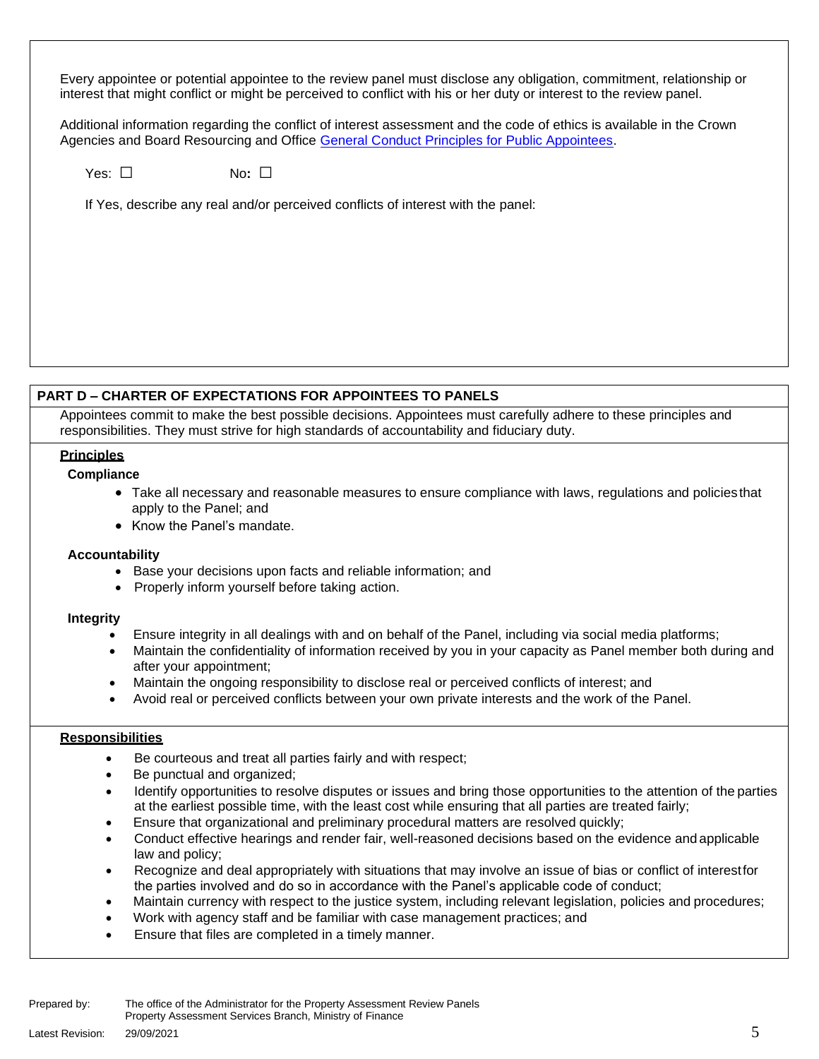Every appointee or potential appointee to the review panel must disclose any obligation, commitment, relationship or interest that might conflict or might be perceived to conflict with his or her duty or interest to the review panel.

Additional information regarding the conflict of interest assessment and the code of ethics is available in the Crown Agencies and Board Resourcing and Office [General Conduct Principles for Public Appointees](General Conduct Principles for Public Appointees).

Yes: ☐ No: ☐

If Yes, describe any real and/or perceived conflicts of interest with the panel:

## PART D – CHARTER OF EXPECTATIONS FOR APPOINTEES TO PANELS

Appointees commit to make the best possible decisions. Appointees must carefully adhere to these principles and responsibilities. They must strive for high standards of accountability and fiduciary duty.

**Principles**

**Compliance**

- Take all necessary and reasonable measures to ensure compliance with laws, regulations and policies that apply to the Panel; and
- Know the Panel's mandate.

**Accountability**

- Base your decisions upon facts and reliable information; and
- Properly inform yourself before taking action.

**Integrity**

- Ensure integrity in all dealings with and on behalf of the Panel, including via social media platforms;
- Maintain the confidentiality of information received by you in your capacity as Panel member both during and after your appointment;
- Maintain the ongoing responsibility to disclose real or perceived conflicts of interest; and
- Avoid real or perceived conflicts between your own private interests and the work of the Panel.

**Responsibilities**

- Be courteous and treat all parties fairly and with respect;
- Be punctual and organized;
- Identify opportunities to resolve disputes or issues and bring those opportunities to the attention of the parties at the earliest possible time, with the least cost while ensuring that all parties are treated fairly;
- Ensure that organizational and preliminary procedural matters are resolved quickly;
- Conduct effective hearings and render fair, well-reasoned decisions based on the evidence and applicable law and policy;
- Recognize and deal appropriately with situations that may involve an issue of bias or conflict of interest for the parties involved and do so in accordance with the Panel's applicable code of conduct;
- Maintain currency with respect to the justice system, including relevant legislation, policies and procedures;
- Work with agency staff and be familiar with case management practices; and
- Ensure that files are completed in a timely manner.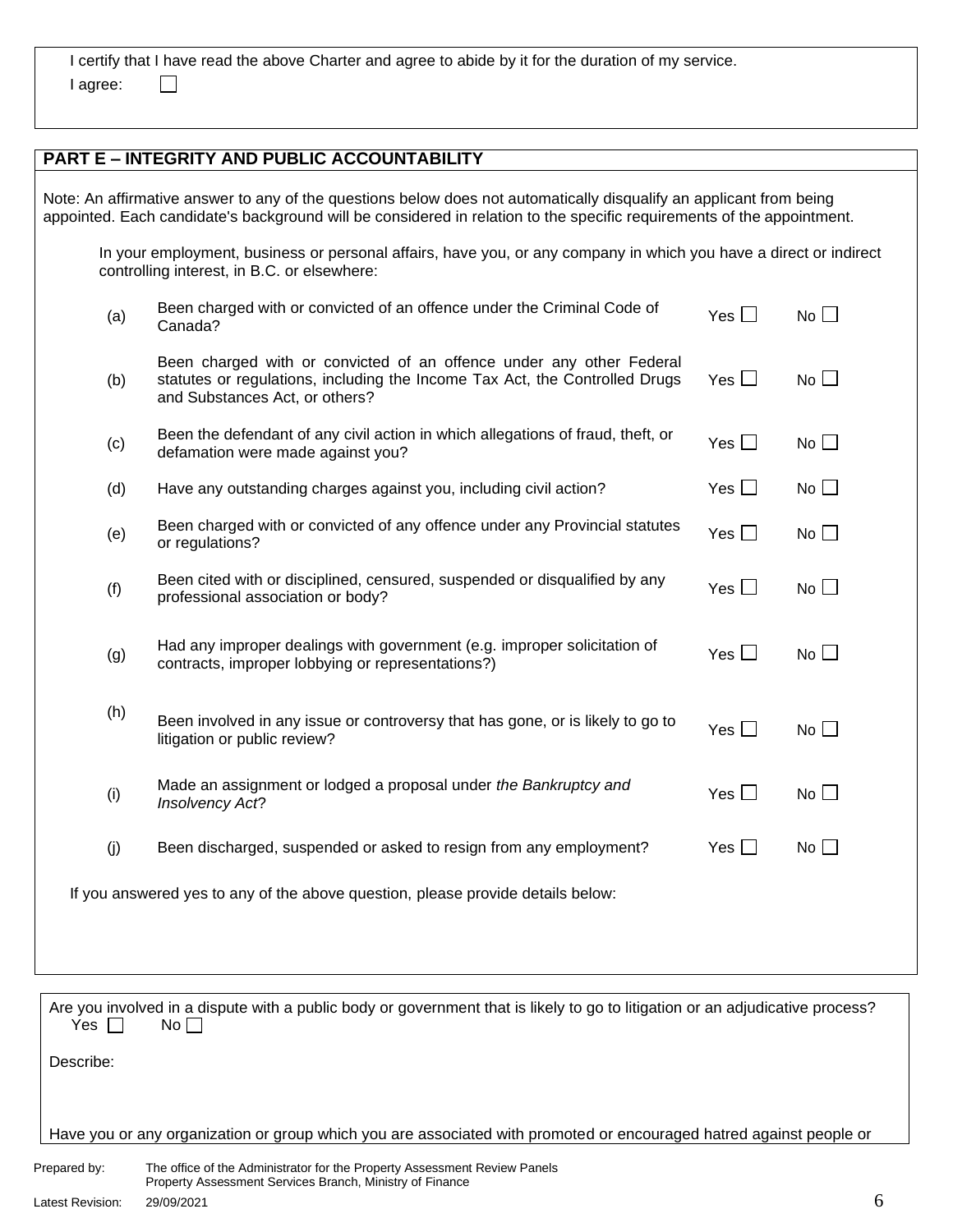I certify that I have read the above Charter and agree to abide by it for the duration of my service.

I agree: ☐

## PART E – INTEGRITY AND PUBLIC ACCOUNTABILITY

Note: An affirmative answer to any of the questions below does not automatically disqualify an applicant from being appointed. Each candidate's background will be considered in relation to the specific requirements of the appointment.

In your employment, business or personal affairs, have you, or any company in which you have a direct or indirect controlling interest, in B.C. or elsewhere:

| | | | |
|---|---|---|---|
| (a) | Been charged with or convicted of an offence under the Criminal Code of Canada? | Yes ☐ | No ☐ |
| (b) | Been charged with or convicted of an offence under any other Federal statutes or regulations, including the Income Tax Act, the Controlled Drugs and Substances Act, or others? | Yes ☐ | No ☐ |
| (c) | Been the defendant of any civil action in which allegations of fraud, theft, or defamation were made against you? | Yes ☐ | No ☐ |
| (d) | Have any outstanding charges against you, including civil action? | Yes ☐ | No ☐ |
| (e) | Been charged with or convicted of any offence under any Provincial statutes or regulations? | Yes ☐ | No ☐ |
| (f) | Been cited with or disciplined, censured, suspended or disqualified by any professional association or body? | Yes ☐ | No ☐ |
| (g) | Had any improper dealings with government (e.g. improper solicitation of contracts, improper lobbying or representations?) | Yes ☐ | No ☐ |
| (h) | Been involved in any issue or controversy that has gone, or is likely to go to litigation or public review? | Yes ☐ | No ☐ |
| (i) | Made an assignment or lodged a proposal under *the Bankruptcy and Insolvency Act*? | Yes ☐ | No ☐ |
| (j) | Been discharged, suspended or asked to resign from any employment? | Yes ☐ | No ☐ |

If you answered yes to any of the above question, please provide details below:

Are you involved in a dispute with a public body or government that is likely to go to litigation or an adjudicative process?
Yes ☐ No ☐

Describe:

Have you or any organization or group which you are associated with promoted or encouraged hatred against people or

Prepared by: The office of the Administrator for the Property Assessment Review Panels
Property Assessment Services Branch, Ministry of Finance

Latest Revision: 29/09/2021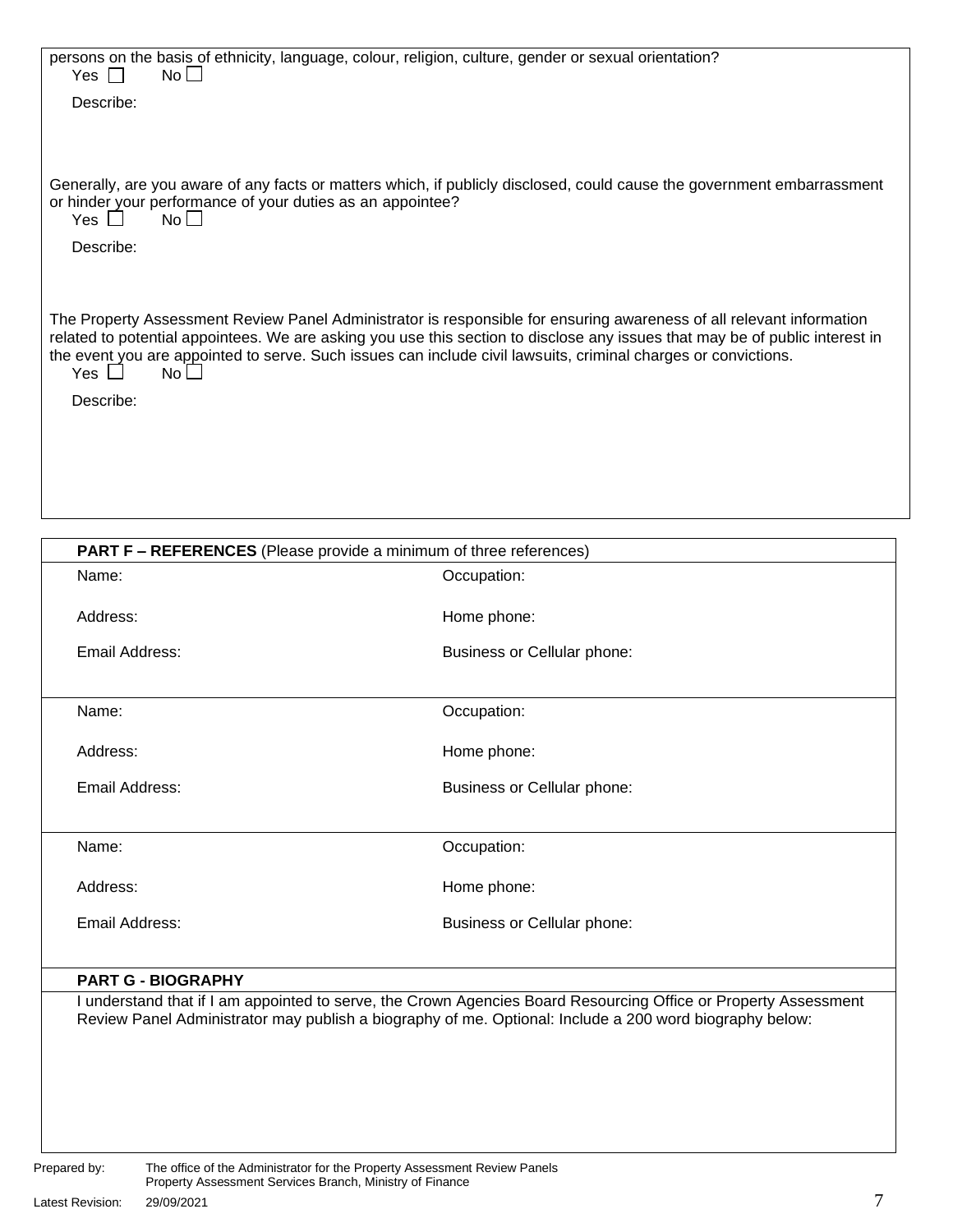persons on the basis of ethnicity, language, colour, religion, culture, gender or sexual orientation?

Yes ☐ No ☐

Describe:

Generally, are you aware of any facts or matters which, if publicly disclosed, could cause the government embarrassment or hinder your performance of your duties as an appointee?

Yes ☐ No ☐

Describe:

The Property Assessment Review Panel Administrator is responsible for ensuring awareness of all relevant information related to potential appointees. We are asking you use this section to disclose any issues that may be of public interest in the event you are appointed to serve. Such issues can include civil lawsuits, criminal charges or convictions.

Yes ☐ No ☐

Describe:

## PART F – REFERENCES (Please provide a minimum of three references)

| | |
|---|---|
| Name: | Occupation: |
| Address: | Home phone: |
| Email Address: | Business or Cellular phone: |
| Name: | Occupation: |
| Address: | Home phone: |
| Email Address: | Business or Cellular phone: |
| Name: | Occupation: |
| Address: | Home phone: |
| Email Address: | Business or Cellular phone: |

## PART G - BIOGRAPHY

I understand that if I am appointed to serve, the Crown Agencies Board Resourcing Office or Property Assessment Review Panel Administrator may publish a biography of me. Optional: Include a 200 word biography below:

Prepared by: The office of the Administrator for the Property Assessment Review Panels
Property Assessment Services Branch, Ministry of Finance

Latest Revision: 29/09/2021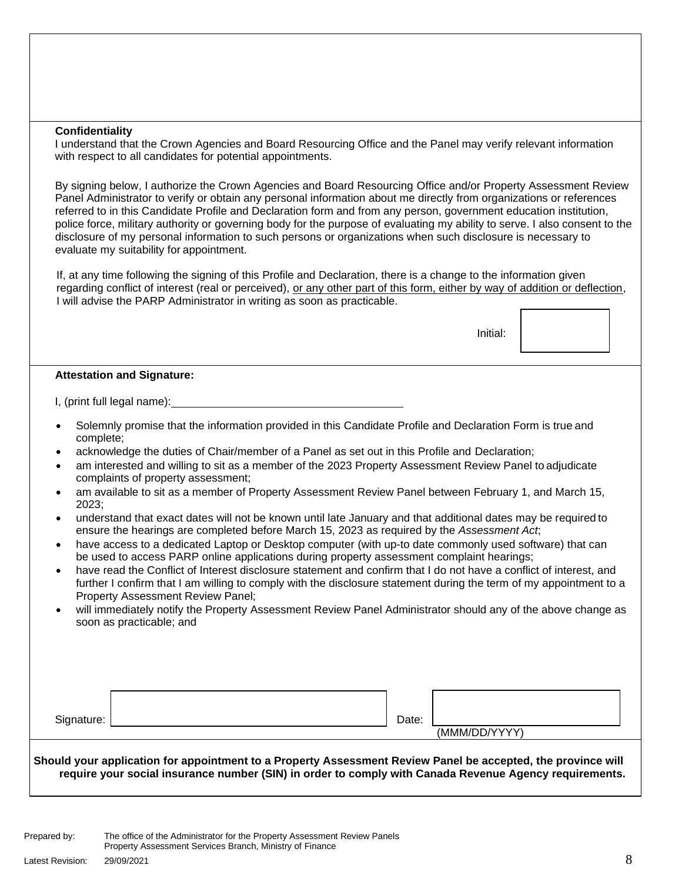**Confidentiality**

I understand that the Crown Agencies and Board Resourcing Office and the Panel may verify relevant information with respect to all candidates for potential appointments.

By signing below, I authorize the Crown Agencies and Board Resourcing Office and/or Property Assessment Review Panel Administrator to verify or obtain any personal information about me directly from organizations or references referred to in this Candidate Profile and Declaration form and from any person, government education institution, police force, military authority or governing body for the purpose of evaluating my ability to serve. I also consent to the disclosure of my personal information to such persons or organizations when such disclosure is necessary to evaluate my suitability for appointment.

If, at any time following the signing of this Profile and Declaration, there is a change to the information given regarding conflict of interest (real or perceived), <u>or any other part of this form, either by way of addition or deflection</u>, I will advise the PARP Administrator in writing as soon as practicable.

Initial: ____________

**Attestation and Signature:**

I, (print full legal name): ______________________________

- Solemnly promise that the information provided in this Candidate Profile and Declaration Form is true and complete;
- acknowledge the duties of Chair/member of a Panel as set out in this Profile and Declaration;
- am interested and willing to sit as a member of the 2023 Property Assessment Review Panel to adjudicate complaints of property assessment;
- am available to sit as a member of Property Assessment Review Panel between February 1, and March 15, 2023;
- understand that exact dates will not be known until late January and that additional dates may be required to ensure the hearings are completed before March 15, 2023 as required by the *Assessment Act*;
- have access to a dedicated Laptop or Desktop computer (with up-to date commonly used software) that can be used to access PARP online applications during property assessment complaint hearings;
- have read the Conflict of Interest disclosure statement and confirm that I do not have a conflict of interest, and further I confirm that I am willing to comply with the disclosure statement during the term of my appointment to a Property Assessment Review Panel;
- will immediately notify the Property Assessment Review Panel Administrator should any of the above change as soon as practicable; and

Signature: ______________________________ Date: ____________
(MMM/DD/YYYY)

**Should your application for appointment to a Property Assessment Review Panel be accepted, the province will require your social insurance number (SIN) in order to comply with Canada Revenue Agency requirements.**

Prepared by: The office of the Administrator for the Property Assessment Review Panels
Property Assessment Services Branch, Ministry of Finance

Latest Revision: 29/09/2021